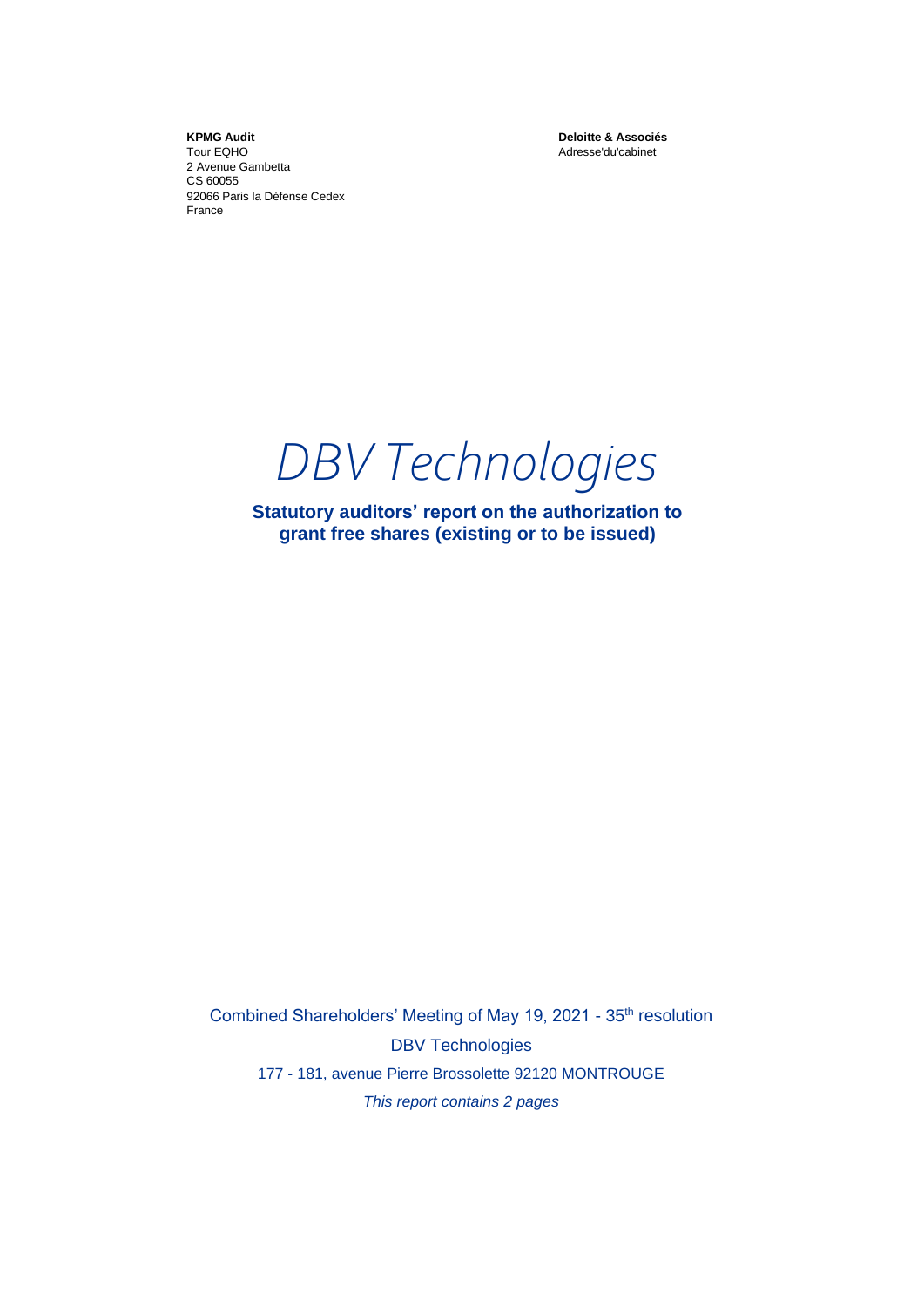**KPMG Audit**
Tour EQHO
2 Avenue Gambetta
CS 60055
92066 Paris la Défense Cedex
France

**Deloitte & Associés**
Adresse'du'cabinet

# *DBV Technologies*

## Statutory auditors' report on the authorization to grant free shares (existing or to be issued)

Combined Shareholders' Meeting of May 19, 2021 - 35th resolution

DBV Technologies

177 - 181, avenue Pierre Brossolette 92120 MONTROUGE

*This report contains 2 pages*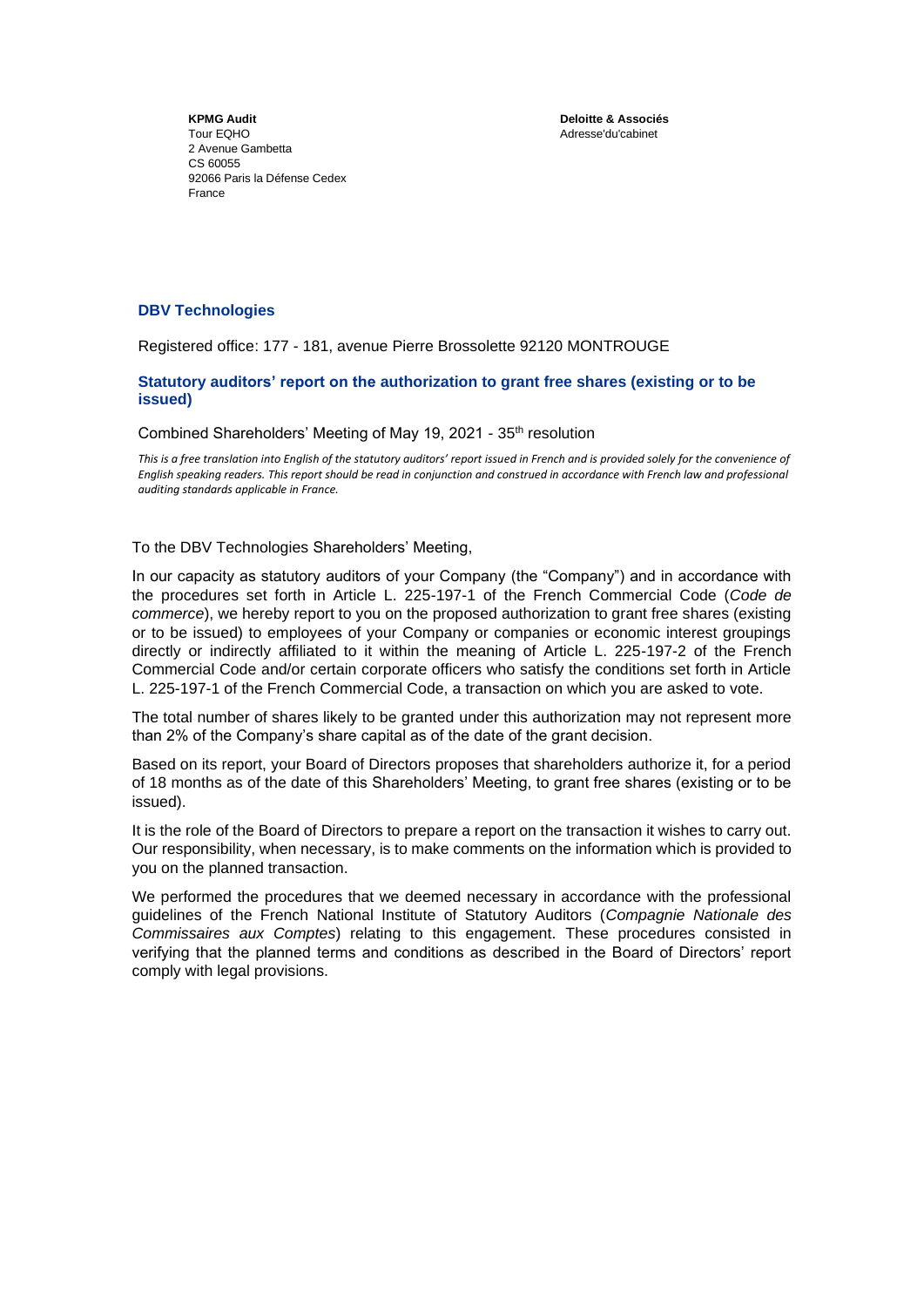**KPMG Audit**
Tour EQHO
2 Avenue Gambetta
CS 60055
92066 Paris la Défense Cedex
France

**Deloitte & Associés**
Adresse'du'cabinet

## DBV Technologies

Registered office: 177 - 181, avenue Pierre Brossolette 92120 MONTROUGE

### Statutory auditors' report on the authorization to grant free shares (existing or to be issued)

Combined Shareholders' Meeting of May 19, 2021 - 35th resolution

*This is a free translation into English of the statutory auditors' report issued in French and is provided solely for the convenience of English speaking readers. This report should be read in conjunction and construed in accordance with French law and professional auditing standards applicable in France.*

To the DBV Technologies Shareholders' Meeting,

In our capacity as statutory auditors of your Company (the "Company") and in accordance with the procedures set forth in Article L. 225-197-1 of the French Commercial Code (*Code de commerce*), we hereby report to you on the proposed authorization to grant free shares (existing or to be issued) to employees of your Company or companies or economic interest groupings directly or indirectly affiliated to it within the meaning of Article L. 225-197-2 of the French Commercial Code and/or certain corporate officers who satisfy the conditions set forth in Article L. 225-197-1 of the French Commercial Code, a transaction on which you are asked to vote.

The total number of shares likely to be granted under this authorization may not represent more than 2% of the Company's share capital as of the date of the grant decision.

Based on its report, your Board of Directors proposes that shareholders authorize it, for a period of 18 months as of the date of this Shareholders' Meeting, to grant free shares (existing or to be issued).

It is the role of the Board of Directors to prepare a report on the transaction it wishes to carry out. Our responsibility, when necessary, is to make comments on the information which is provided to you on the planned transaction.

We performed the procedures that we deemed necessary in accordance with the professional guidelines of the French National Institute of Statutory Auditors (*Compagnie Nationale des Commissaires aux Comptes*) relating to this engagement. These procedures consisted in verifying that the planned terms and conditions as described in the Board of Directors' report comply with legal provisions.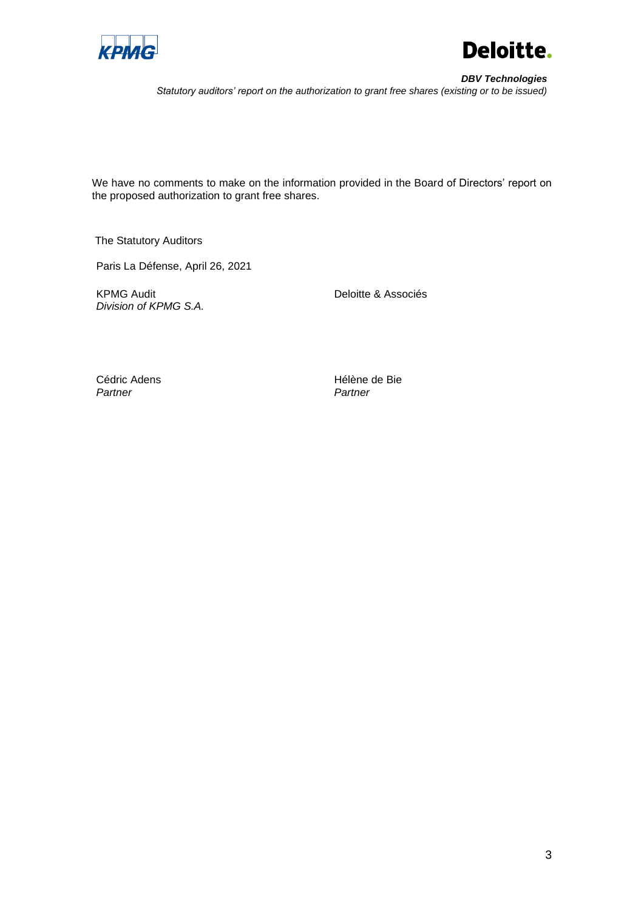We have no comments to make on the information provided in the Board of Directors' report on the proposed authorization to grant free shares.

The Statutory Auditors

Paris La Défense, April 26, 2021

| | |
|---|---|
| KPMG Audit<br>*Division of KPMG S.A.* | Deloitte & Associés |
| Cédric Adens<br>*Partner* | Hélène de Bie<br>*Partner* |